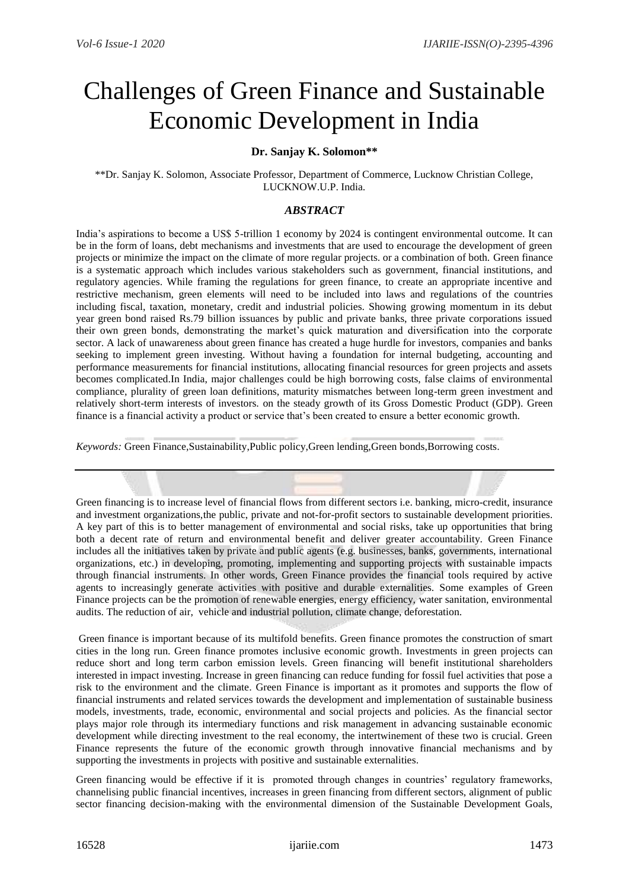# Challenges of Green Finance and Sustainable Economic Development in India

**Dr. Sanjay K. Solomon****

**Dr. Sanjay K. Solomon, Associate Professor, Department of Commerce, Lucknow Christian College, LUCKNOW.U.P. India.

### *ABSTRACT*

India's aspirations to become a US$ 5-trillion 1 economy by 2024 is contingent environmental outcome. It can be in the form of loans, debt mechanisms and investments that are used to encourage the development of green projects or minimize the impact on the climate of more regular projects. or a combination of both. Green finance is a systematic approach which includes various stakeholders such as government, financial institutions, and regulatory agencies. While framing the regulations for green finance, to create an appropriate incentive and restrictive mechanism, green elements will need to be included into laws and regulations of the countries including fiscal, taxation, monetary, credit and industrial policies. Showing growing momentum in its debut year green bond raised Rs.79 billion issuances by public and private banks, three private corporations issued their own green bonds, demonstrating the market's quick maturation and diversification into the corporate sector. A lack of unawareness about green finance has created a huge hurdle for investors, companies and banks seeking to implement green investing. Without having a foundation for internal budgeting, accounting and performance measurements for financial institutions, allocating financial resources for green projects and assets becomes complicated.In India, major challenges could be high borrowing costs, false claims of environmental compliance, plurality of green loan definitions, maturity mismatches between long-term green investment and relatively short-term interests of investors. on the steady growth of its Gross Domestic Product (GDP). Green finance is a financial activity a product or service that's been created to ensure a better economic growth.

*Keywords:* Green Finance,Sustainability,Public policy,Green lending,Green bonds,Borrowing costs.

---

Green financing is to increase level of financial flows from different sectors i.e. banking, micro-credit, insurance and investment organizations,the public, private and not-for-profit sectors to sustainable development priorities. A key part of this is to better management of environmental and social risks, take up opportunities that bring both a decent rate of return and environmental benefit and deliver greater accountability. Green Finance includes all the initiatives taken by private and public agents (e.g. businesses, banks, governments, international organizations, etc.) in developing, promoting, implementing and supporting projects with sustainable impacts through financial instruments. In other words, Green Finance provides the financial tools required by active agents to increasingly generate activities with positive and durable externalities. Some examples of Green Finance projects can be the promotion of renewable energies, energy efficiency, water sanitation, environmental audits. The reduction of air, vehicle and industrial pollution, climate change, deforestation.

Green finance is important because of its multifold benefits. Green finance promotes the construction of smart cities in the long run. Green finance promotes inclusive economic growth. Investments in green projects can reduce short and long term carbon emission levels. Green financing will benefit institutional shareholders interested in impact investing. Increase in green financing can reduce funding for fossil fuel activities that pose a risk to the environment and the climate. Green Finance is important as it promotes and supports the flow of financial instruments and related services towards the development and implementation of sustainable business models, investments, trade, economic, environmental and social projects and policies. As the financial sector plays major role through its intermediary functions and risk management in advancing sustainable economic development while directing investment to the real economy, the intertwinement of these two is crucial. Green Finance represents the future of the economic growth through innovative financial mechanisms and by supporting the investments in projects with positive and sustainable externalities.

Green financing would be effective if it is promoted through changes in countries' regulatory frameworks, channelising public financial incentives, increases in green financing from different sectors, alignment of public sector financing decision-making with the environmental dimension of the Sustainable Development Goals,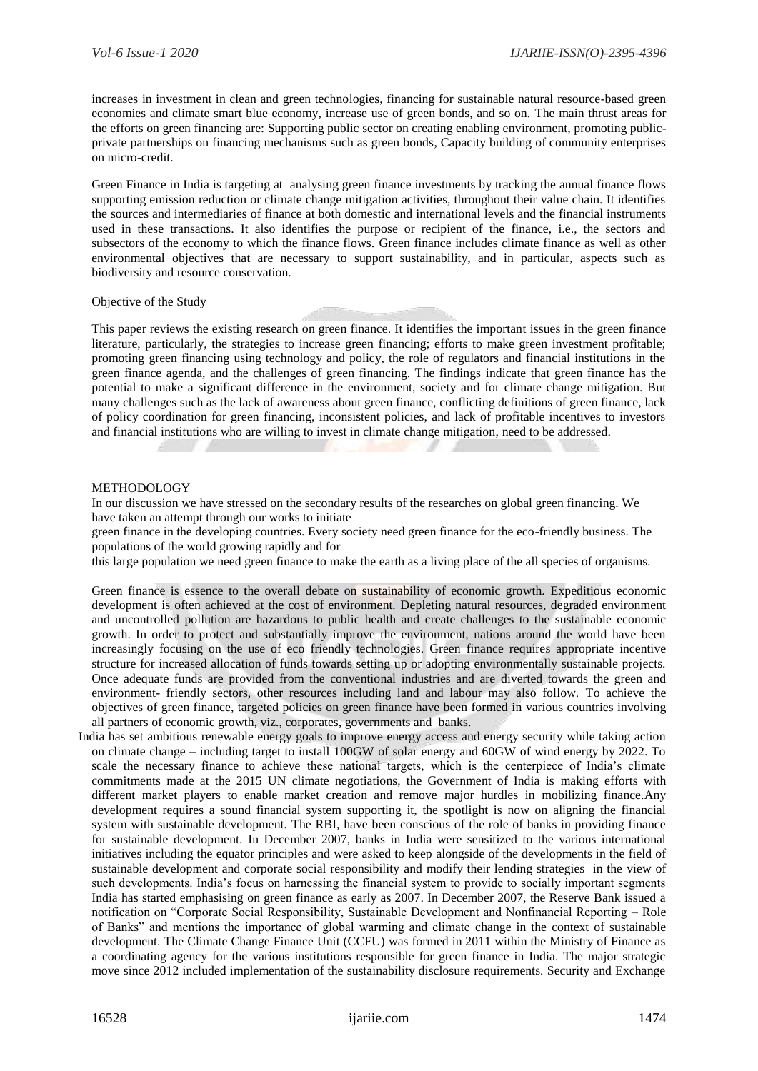increases in investment in clean and green technologies, financing for sustainable natural resource-based green economies and climate smart blue economy, increase use of green bonds, and so on. The main thrust areas for the efforts on green financing are: Supporting public sector on creating enabling environment, promoting public-private partnerships on financing mechanisms such as green bonds, Capacity building of community enterprises on micro-credit.

Green Finance in India is targeting at analysing green finance investments by tracking the annual finance flows supporting emission reduction or climate change mitigation activities, throughout their value chain. It identifies the sources and intermediaries of finance at both domestic and international levels and the financial instruments used in these transactions. It also identifies the purpose or recipient of the finance, i.e., the sectors and subsectors of the economy to which the finance flows. Green finance includes climate finance as well as other environmental objectives that are necessary to support sustainability, and in particular, aspects such as biodiversity and resource conservation.

Objective of the Study

This paper reviews the existing research on green finance. It identifies the important issues in the green finance literature, particularly, the strategies to increase green financing; efforts to make green investment profitable; promoting green financing using technology and policy, the role of regulators and financial institutions in the green finance agenda, and the challenges of green financing. The findings indicate that green finance has the potential to make a significant difference in the environment, society and for climate change mitigation. But many challenges such as the lack of awareness about green finance, conflicting definitions of green finance, lack of policy coordination for green financing, inconsistent policies, and lack of profitable incentives to investors and financial institutions who are willing to invest in climate change mitigation, need to be addressed.

METHODOLOGY

In our discussion we have stressed on the secondary results of the researches on global green financing. We have taken an attempt through our works to initiate green finance in the developing countries. Every society need green finance for the eco-friendly business. The populations of the world growing rapidly and for this large population we need green finance to make the earth as a living place of the all species of organisms.

Green finance is essence to the overall debate on sustainability of economic growth. Expeditious economic development is often achieved at the cost of environment. Depleting natural resources, degraded environment and uncontrolled pollution are hazardous to public health and create challenges to the sustainable economic growth. In order to protect and substantially improve the environment, nations around the world have been increasingly focusing on the use of eco friendly technologies. Green finance requires appropriate incentive structure for increased allocation of funds towards setting up or adopting environmentally sustainable projects. Once adequate funds are provided from the conventional industries and are diverted towards the green and environment- friendly sectors, other resources including land and labour may also follow. To achieve the objectives of green finance, targeted policies on green finance have been formed in various countries involving all partners of economic growth, viz., corporates, governments and banks.

India has set ambitious renewable energy goals to improve energy access and energy security while taking action on climate change – including target to install 100GW of solar energy and 60GW of wind energy by 2022. To scale the necessary finance to achieve these national targets, which is the centerpiece of India's climate commitments made at the 2015 UN climate negotiations, the Government of India is making efforts with different market players to enable market creation and remove major hurdles in mobilizing finance.Any development requires a sound financial system supporting it, the spotlight is now on aligning the financial system with sustainable development. The RBI, have been conscious of the role of banks in providing finance for sustainable development. In December 2007, banks in India were sensitized to the various international initiatives including the equator principles and were asked to keep alongside of the developments in the field of sustainable development and corporate social responsibility and modify their lending strategies in the view of such developments. India's focus on harnessing the financial system to provide to socially important segments India has started emphasising on green finance as early as 2007. In December 2007, the Reserve Bank issued a notification on "Corporate Social Responsibility, Sustainable Development and Nonfinancial Reporting – Role of Banks" and mentions the importance of global warming and climate change in the context of sustainable development. The Climate Change Finance Unit (CCFU) was formed in 2011 within the Ministry of Finance as a coordinating agency for the various institutions responsible for green finance in India. The major strategic move since 2012 included implementation of the sustainability disclosure requirements. Security and Exchange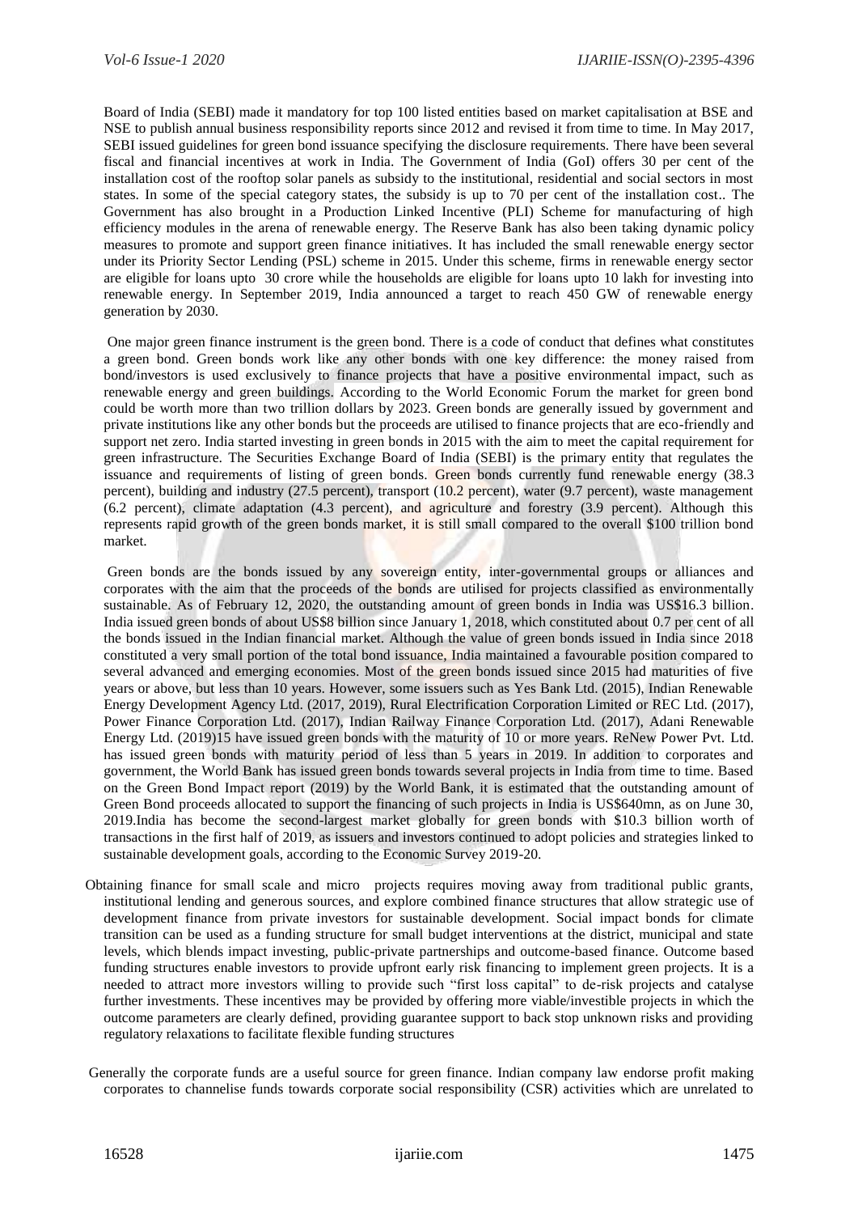Board of India (SEBI) made it mandatory for top 100 listed entities based on market capitalisation at BSE and NSE to publish annual business responsibility reports since 2012 and revised it from time to time. In May 2017, SEBI issued guidelines for green bond issuance specifying the disclosure requirements. There have been several fiscal and financial incentives at work in India. The Government of India (GoI) offers 30 per cent of the installation cost of the rooftop solar panels as subsidy to the institutional, residential and social sectors in most states. In some of the special category states, the subsidy is up to 70 per cent of the installation cost.. The Government has also brought in a Production Linked Incentive (PLI) Scheme for manufacturing of high efficiency modules in the arena of renewable energy. The Reserve Bank has also been taking dynamic policy measures to promote and support green finance initiatives. It has included the small renewable energy sector under its Priority Sector Lending (PSL) scheme in 2015. Under this scheme, firms in renewable energy sector are eligible for loans upto 30 crore while the households are eligible for loans upto 10 lakh for investing into renewable energy. In September 2019, India announced a target to reach 450 GW of renewable energy generation by 2030.

One major green finance instrument is the green bond. There is a code of conduct that defines what constitutes a green bond. Green bonds work like any other bonds with one key difference: the money raised from bond/investors is used exclusively to finance projects that have a positive environmental impact, such as renewable energy and green buildings. According to the World Economic Forum the market for green bond could be worth more than two trillion dollars by 2023. Green bonds are generally issued by government and private institutions like any other bonds but the proceeds are utilised to finance projects that are eco-friendly and support net zero. India started investing in green bonds in 2015 with the aim to meet the capital requirement for green infrastructure. The Securities Exchange Board of India (SEBI) is the primary entity that regulates the issuance and requirements of listing of green bonds. Green bonds currently fund renewable energy (38.3 percent), building and industry (27.5 percent), transport (10.2 percent), water (9.7 percent), waste management (6.2 percent), climate adaptation (4.3 percent), and agriculture and forestry (3.9 percent). Although this represents rapid growth of the green bonds market, it is still small compared to the overall $100 trillion bond market.

Green bonds are the bonds issued by any sovereign entity, inter-governmental groups or alliances and corporates with the aim that the proceeds of the bonds are utilised for projects classified as environmentally sustainable. As of February 12, 2020, the outstanding amount of green bonds in India was US$16.3 billion. India issued green bonds of about US$8 billion since January 1, 2018, which constituted about 0.7 per cent of all the bonds issued in the Indian financial market. Although the value of green bonds issued in India since 2018 constituted a very small portion of the total bond issuance, India maintained a favourable position compared to several advanced and emerging economies. Most of the green bonds issued since 2015 had maturities of five years or above, but less than 10 years. However, some issuers such as Yes Bank Ltd. (2015), Indian Renewable Energy Development Agency Ltd. (2017, 2019), Rural Electrification Corporation Limited or REC Ltd. (2017), Power Finance Corporation Ltd. (2017), Indian Railway Finance Corporation Ltd. (2017), Adani Renewable Energy Ltd. (2019)15 have issued green bonds with the maturity of 10 or more years. ReNew Power Pvt. Ltd. has issued green bonds with maturity period of less than 5 years in 2019. In addition to corporates and government, the World Bank has issued green bonds towards several projects in India from time to time. Based on the Green Bond Impact report (2019) by the World Bank, it is estimated that the outstanding amount of Green Bond proceeds allocated to support the financing of such projects in India is US$640mn, as on June 30, 2019.India has become the second-largest market globally for green bonds with $10.3 billion worth of transactions in the first half of 2019, as issuers and investors continued to adopt policies and strategies linked to sustainable development goals, according to the Economic Survey 2019-20.

Obtaining finance for small scale and micro projects requires moving away from traditional public grants, institutional lending and generous sources, and explore combined finance structures that allow strategic use of development finance from private investors for sustainable development. Social impact bonds for climate transition can be used as a funding structure for small budget interventions at the district, municipal and state levels, which blends impact investing, public-private partnerships and outcome-based finance. Outcome based funding structures enable investors to provide upfront early risk financing to implement green projects. It is a needed to attract more investors willing to provide such "first loss capital" to de-risk projects and catalyse further investments. These incentives may be provided by offering more viable/investible projects in which the outcome parameters are clearly defined, providing guarantee support to back stop unknown risks and providing regulatory relaxations to facilitate flexible funding structures

Generally the corporate funds are a useful source for green finance. Indian company law endorse profit making corporates to channelise funds towards corporate social responsibility (CSR) activities which are unrelated to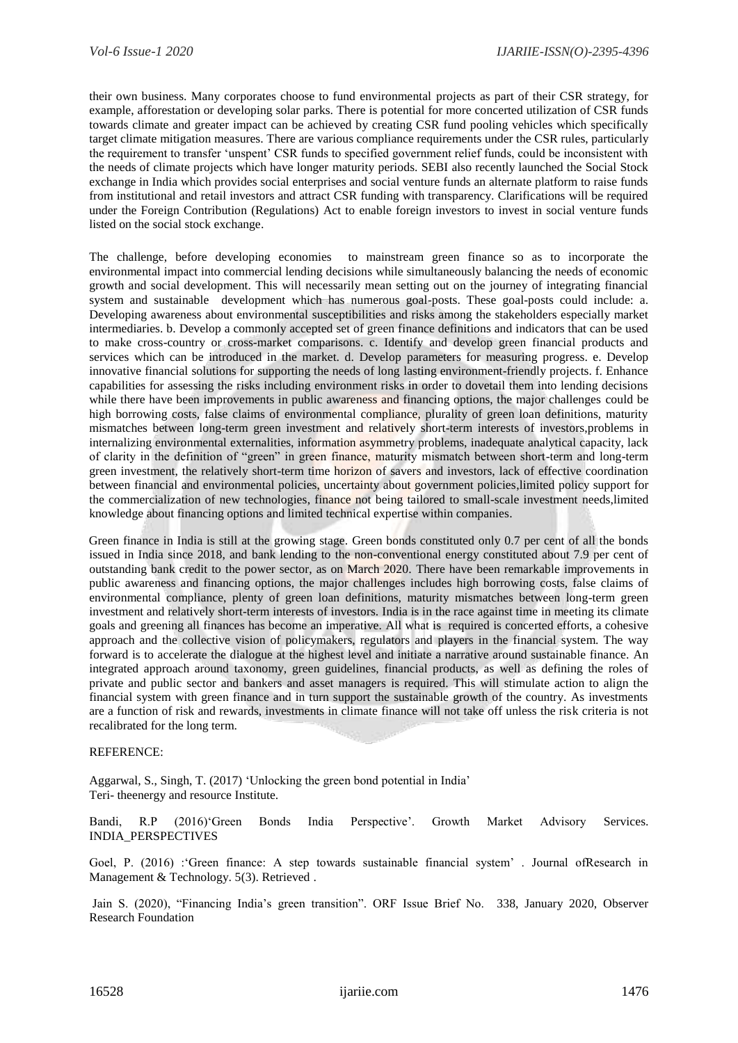their own business. Many corporates choose to fund environmental projects as part of their CSR strategy, for example, afforestation or developing solar parks. There is potential for more concerted utilization of CSR funds towards climate and greater impact can be achieved by creating CSR fund pooling vehicles which specifically target climate mitigation measures. There are various compliance requirements under the CSR rules, particularly the requirement to transfer 'unspent' CSR funds to specified government relief funds, could be inconsistent with the needs of climate projects which have longer maturity periods. SEBI also recently launched the Social Stock exchange in India which provides social enterprises and social venture funds an alternate platform to raise funds from institutional and retail investors and attract CSR funding with transparency. Clarifications will be required under the Foreign Contribution (Regulations) Act to enable foreign investors to invest in social venture funds listed on the social stock exchange.

The challenge, before developing economies to mainstream green finance so as to incorporate the environmental impact into commercial lending decisions while simultaneously balancing the needs of economic growth and social development. This will necessarily mean setting out on the journey of integrating financial system and sustainable development which has numerous goal-posts. These goal-posts could include: a. Developing awareness about environmental susceptibilities and risks among the stakeholders especially market intermediaries. b. Develop a commonly accepted set of green finance definitions and indicators that can be used to make cross-country or cross-market comparisons. c. Identify and develop green financial products and services which can be introduced in the market. d. Develop parameters for measuring progress. e. Develop innovative financial solutions for supporting the needs of long lasting environment-friendly projects. f. Enhance capabilities for assessing the risks including environment risks in order to dovetail them into lending decisions while there have been improvements in public awareness and financing options, the major challenges could be high borrowing costs, false claims of environmental compliance, plurality of green loan definitions, maturity mismatches between long-term green investment and relatively short-term interests of investors,problems in internalizing environmental externalities, information asymmetry problems, inadequate analytical capacity, lack of clarity in the definition of "green" in green finance, maturity mismatch between short-term and long-term green investment, the relatively short-term time horizon of savers and investors, lack of effective coordination between financial and environmental policies, uncertainty about government policies,limited policy support for the commercialization of new technologies, finance not being tailored to small-scale investment needs,limited knowledge about financing options and limited technical expertise within companies.

Green finance in India is still at the growing stage. Green bonds constituted only 0.7 per cent of all the bonds issued in India since 2018, and bank lending to the non-conventional energy constituted about 7.9 per cent of outstanding bank credit to the power sector, as on March 2020. There have been remarkable improvements in public awareness and financing options, the major challenges includes high borrowing costs, false claims of environmental compliance, plenty of green loan definitions, maturity mismatches between long-term green investment and relatively short-term interests of investors. India is in the race against time in meeting its climate goals and greening all finances has become an imperative. All what is required is concerted efforts, a cohesive approach and the collective vision of policymakers, regulators and players in the financial system. The way forward is to accelerate the dialogue at the highest level and initiate a narrative around sustainable finance. An integrated approach around taxonomy, green guidelines, financial products, as well as defining the roles of private and public sector and bankers and asset managers is required. This will stimulate action to align the financial system with green finance and in turn support the sustainable growth of the country. As investments are a function of risk and rewards, investments in climate finance will not take off unless the risk criteria is not recalibrated for the long term.

REFERENCE:

Aggarwal, S., Singh, T. (2017) 'Unlocking the green bond potential in India' Teri- theenergy and resource Institute.

Bandi, R.P (2016)'Green Bonds India Perspective'. Growth Market Advisory Services. INDIA_PERSPECTIVES

Goel, P. (2016) :'Green finance: A step towards sustainable financial system' . Journal ofResearch in Management & Technology. 5(3). Retrieved .

Jain S. (2020), "Financing India's green transition". ORF Issue Brief No. 338, January 2020, Observer Research Foundation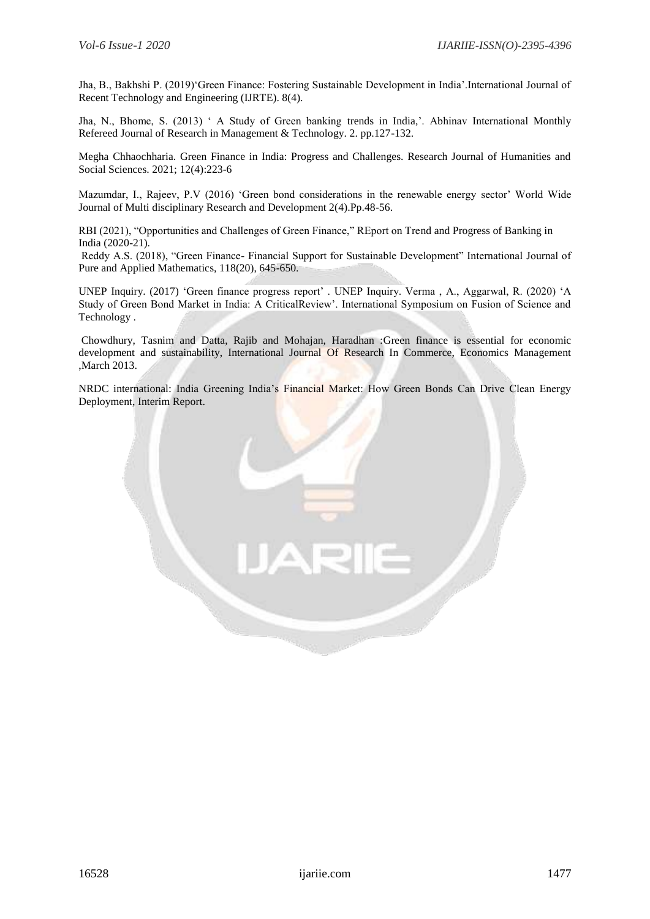Jha, B., Bakhshi P. (2019)'Green Finance: Fostering Sustainable Development in India'.International Journal of Recent Technology and Engineering (IJRTE). 8(4).

Jha, N., Bhome, S. (2013) ' A Study of Green banking trends in India,'. Abhinav International Monthly Refereed Journal of Research in Management & Technology. 2. pp.127-132.

Megha Chhaochharia. Green Finance in India: Progress and Challenges. Research Journal of Humanities and Social Sciences. 2021; 12(4):223-6

Mazumdar, I., Rajeev, P.V (2016) 'Green bond considerations in the renewable energy sector' World Wide Journal of Multi disciplinary Research and Development 2(4).Pp.48-56.

RBI (2021), "Opportunities and Challenges of Green Finance," REport on Trend and Progress of Banking in India (2020-21).

Reddy A.S. (2018), "Green Finance- Financial Support for Sustainable Development" International Journal of Pure and Applied Mathematics, 118(20), 645-650.

UNEP Inquiry. (2017) 'Green finance progress report' . UNEP Inquiry. Verma , A., Aggarwal, R. (2020) 'A Study of Green Bond Market in India: A CriticalReview'. International Symposium on Fusion of Science and Technology .

Chowdhury, Tasnim and Datta, Rajib and Mohajan, Haradhan :Green finance is essential for economic development and sustainability, International Journal Of Research In Commerce, Economics Management ,March 2013.

NRDC international: India Greening India's Financial Market: How Green Bonds Can Drive Clean Energy Deployment, Interim Report.